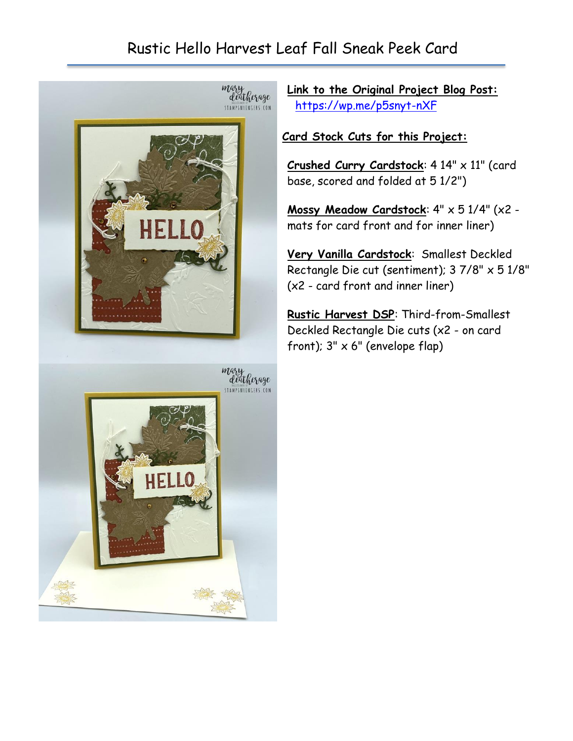# Rustic Hello Harvest Leaf Fall Sneak Peek Card

**Link to the Original Project Blog Post:** https://wp.me/p5snyt-nXF

**Card Stock Cuts for this Project:**

**Crushed Curry Cardstock**: 4 14" x 11" (card base, scored and folded at 5 1/2")

**Mossy Meadow Cardstock**: 4" x 5 1/4" (x2 - mats for card front and for inner liner)

**Very Vanilla Cardstock**: Smallest Deckled Rectangle Die cut (sentiment); 3 7/8" x 5 1/8" (x2 - card front and inner liner)

**Rustic Harvest DSP**: Third-from-Smallest Deckled Rectangle Die cuts (x2 - on card front); 3" x 6" (envelope flap)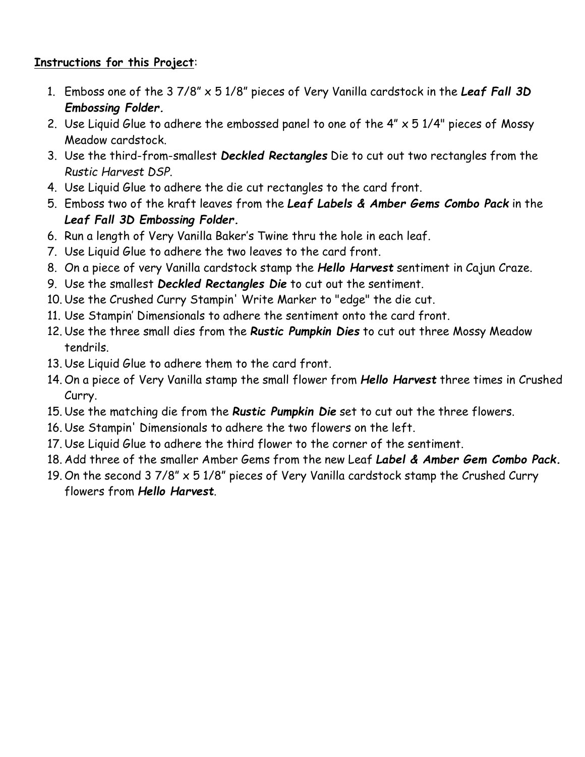**<u>Instructions for this Project</u>**:

1. Emboss one of the 3 7/8" x 5 1/8" pieces of Very Vanilla cardstock in the ***Leaf Fall 3D Embossing Folder.***
2. Use Liquid Glue to adhere the embossed panel to one of the 4" x 5 1/4" pieces of Mossy Meadow cardstock.
3. Use the third-from-smallest ***Deckled Rectangles*** Die to cut out two rectangles from the *Rustic Harvest DSP*.
4. Use Liquid Glue to adhere the die cut rectangles to the card front.
5. Emboss two of the kraft leaves from the ***Leaf Labels & Amber Gems Combo Pack*** in the ***Leaf Fall 3D Embossing Folder.***
6. Run a length of Very Vanilla Baker's Twine thru the hole in each leaf.
7. Use Liquid Glue to adhere the two leaves to the card front.
8. On a piece of very Vanilla cardstock stamp the ***Hello Harvest*** sentiment in Cajun Craze.
9. Use the smallest ***Deckled Rectangles Die*** to cut out the sentiment.
10. Use the Crushed Curry Stampin' Write Marker to "edge" the die cut.
11. Use Stampin' Dimensionals to adhere the sentiment onto the card front.
12. Use the three small dies from the ***Rustic Pumpkin Dies*** to cut out three Mossy Meadow tendrils.
13. Use Liquid Glue to adhere them to the card front.
14. On a piece of Very Vanilla stamp the small flower from ***Hello Harvest*** three times in Crushed Curry.
15. Use the matching die from the ***Rustic Pumpkin Die*** set to cut out the three flowers.
16. Use Stampin' Dimensionals to adhere the two flowers on the left.
17. Use Liquid Glue to adhere the third flower to the corner of the sentiment.
18. Add three of the smaller Amber Gems from the new Leaf ***Label & Amber Gem Combo Pack.***
19. On the second 3 7/8" x 5 1/8" pieces of Very Vanilla cardstock stamp the Crushed Curry flowers from ***Hello Harvest***.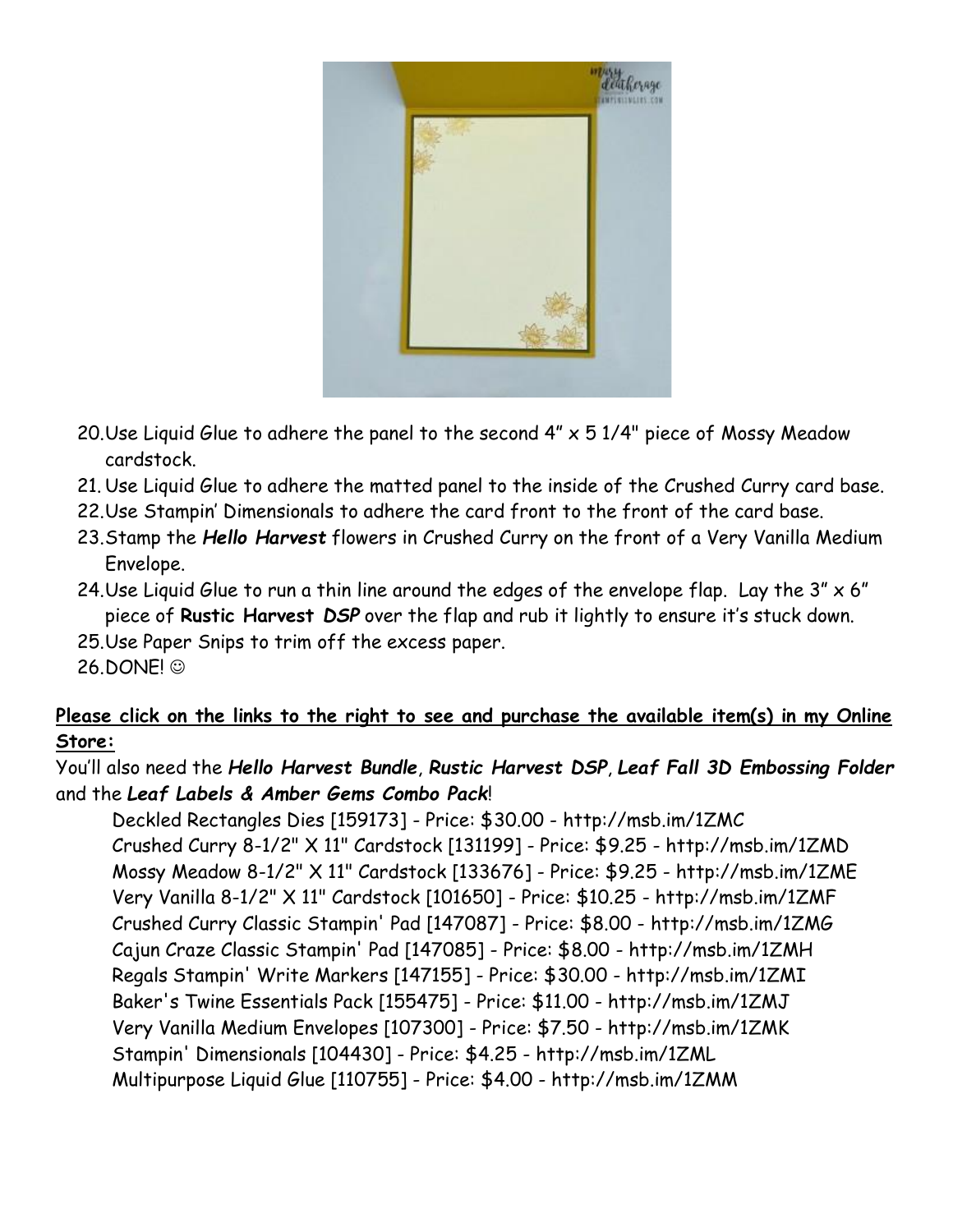20. Use Liquid Glue to adhere the panel to the second 4" x 5 1/4" piece of Mossy Meadow cardstock.
21. Use Liquid Glue to adhere the matted panel to the inside of the Crushed Curry card base.
22. Use Stampin' Dimensionals to adhere the card front to the front of the card base.
23. Stamp the ***Hello Harvest*** flowers in Crushed Curry on the front of a Very Vanilla Medium Envelope.
24. Use Liquid Glue to run a thin line around the edges of the envelope flap. Lay the 3" x 6" piece of **Rustic Harvest *DSP*** over the flap and rub it lightly to ensure it's stuck down.
25. Use Paper Snips to trim off the excess paper.
26. DONE! ☺

**Please click on the links to the right to see and purchase the available item(s) in my Online Store:**

You'll also need the ***Hello Harvest Bundle***, ***Rustic Harvest DSP***, ***Leaf Fall 3D Embossing Folder*** and the ***Leaf Labels & Amber Gems Combo Pack***!

Deckled Rectangles Dies [159173] - Price: $30.00 - http://msb.im/1ZMC
Crushed Curry 8-1/2" X 11" Cardstock [131199] - Price: $9.25 - http://msb.im/1ZMD
Mossy Meadow 8-1/2" X 11" Cardstock [133676] - Price: $9.25 - http://msb.im/1ZME
Very Vanilla 8-1/2" X 11" Cardstock [101650] - Price: $10.25 - http://msb.im/1ZMF
Crushed Curry Classic Stampin' Pad [147087] - Price: $8.00 - http://msb.im/1ZMG
Cajun Craze Classic Stampin' Pad [147085] - Price: $8.00 - http://msb.im/1ZMH
Regals Stampin' Write Markers [147155] - Price: $30.00 - http://msb.im/1ZMI
Baker's Twine Essentials Pack [155475] - Price: $11.00 - http://msb.im/1ZMJ
Very Vanilla Medium Envelopes [107300] - Price: $7.50 - http://msb.im/1ZMK
Stampin' Dimensionals [104430] - Price: $4.25 - http://msb.im/1ZML
Multipurpose Liquid Glue [110755] - Price: $4.00 - http://msb.im/1ZMM